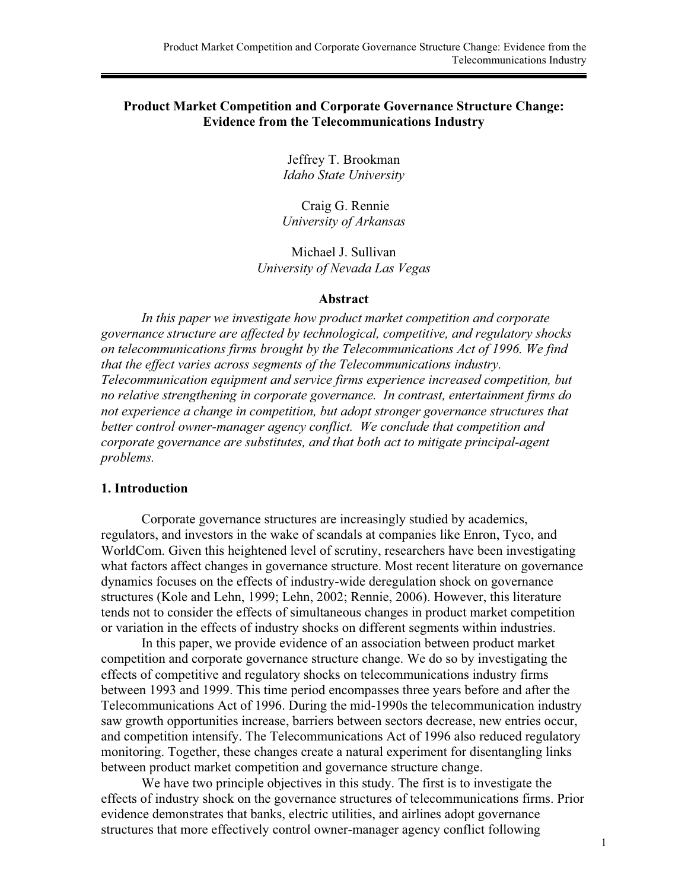# Product Market Competition and Corporate Governance Structure Change: Evidence from the Telecommunications Industry

Jeffrey T. Brookman
*Idaho State University*

Craig G. Rennie
*University of Arkansas*

Michael J. Sullivan
*University of Nevada Las Vegas*

## Abstract

*In this paper we investigate how product market competition and corporate governance structure are affected by technological, competitive, and regulatory shocks on telecommunications firms brought by the Telecommunications Act of 1996. We find that the effect varies across segments of the Telecommunications industry. Telecommunication equipment and service firms experience increased competition, but no relative strengthening in corporate governance. In contrast, entertainment firms do not experience a change in competition, but adopt stronger governance structures that better control owner-manager agency conflict. We conclude that competition and corporate governance are substitutes, and that both act to mitigate principal-agent problems.*

## 1. Introduction

Corporate governance structures are increasingly studied by academics, regulators, and investors in the wake of scandals at companies like Enron, Tyco, and WorldCom. Given this heightened level of scrutiny, researchers have been investigating what factors affect changes in governance structure. Most recent literature on governance dynamics focuses on the effects of industry-wide deregulation shock on governance structures (Kole and Lehn, 1999; Lehn, 2002; Rennie, 2006). However, this literature tends not to consider the effects of simultaneous changes in product market competition or variation in the effects of industry shocks on different segments within industries.

In this paper, we provide evidence of an association between product market competition and corporate governance structure change. We do so by investigating the effects of competitive and regulatory shocks on telecommunications industry firms between 1993 and 1999. This time period encompasses three years before and after the Telecommunications Act of 1996. During the mid-1990s the telecommunication industry saw growth opportunities increase, barriers between sectors decrease, new entries occur, and competition intensify. The Telecommunications Act of 1996 also reduced regulatory monitoring. Together, these changes create a natural experiment for disentangling links between product market competition and governance structure change.

We have two principle objectives in this study. The first is to investigate the effects of industry shock on the governance structures of telecommunications firms. Prior evidence demonstrates that banks, electric utilities, and airlines adopt governance structures that more effectively control owner-manager agency conflict following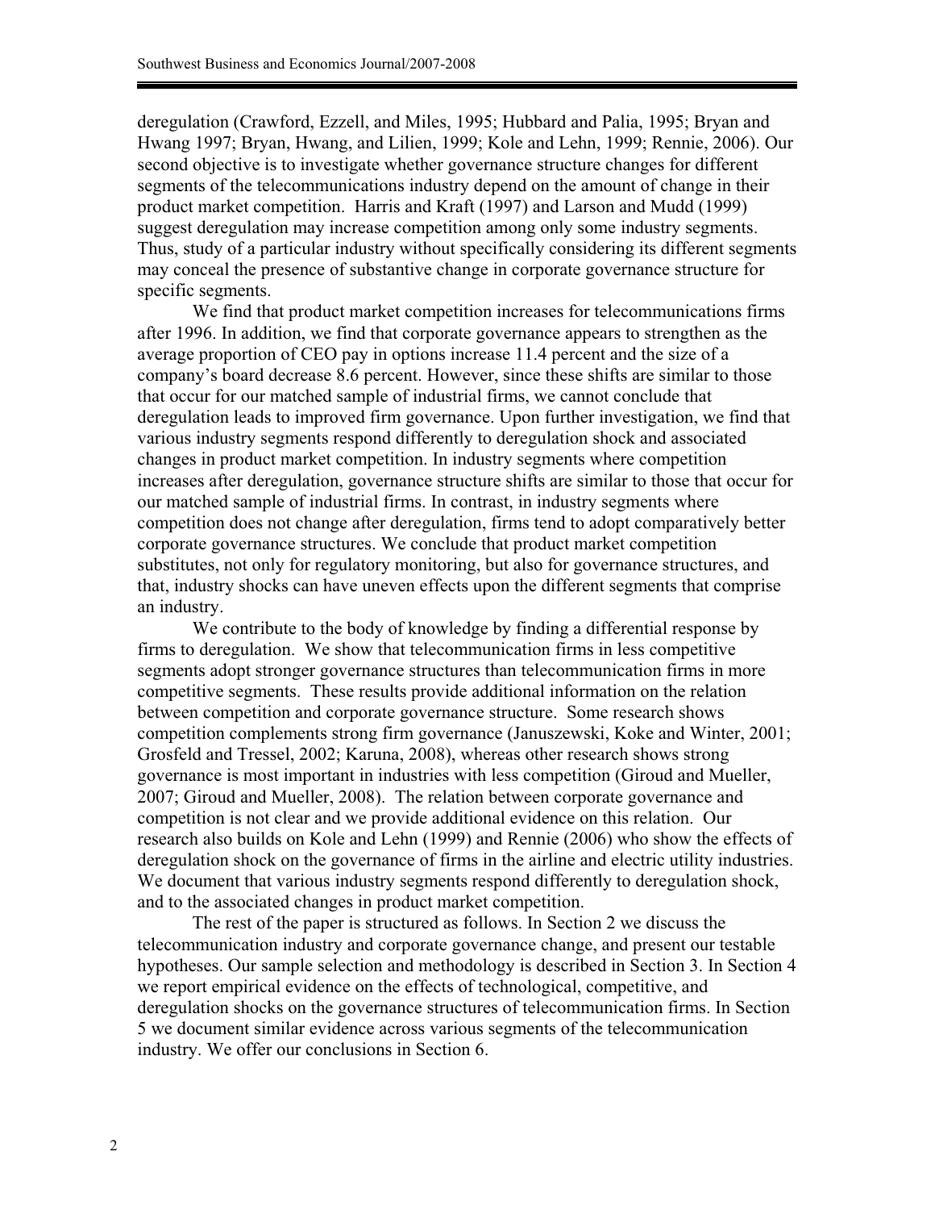deregulation (Crawford, Ezzell, and Miles, 1995; Hubbard and Palia, 1995; Bryan and Hwang 1997; Bryan, Hwang, and Lilien, 1999; Kole and Lehn, 1999; Rennie, 2006). Our second objective is to investigate whether governance structure changes for different segments of the telecommunications industry depend on the amount of change in their product market competition. Harris and Kraft (1997) and Larson and Mudd (1999) suggest deregulation may increase competition among only some industry segments. Thus, study of a particular industry without specifically considering its different segments may conceal the presence of substantive change in corporate governance structure for specific segments.

We find that product market competition increases for telecommunications firms after 1996. In addition, we find that corporate governance appears to strengthen as the average proportion of CEO pay in options increase 11.4 percent and the size of a company's board decrease 8.6 percent. However, since these shifts are similar to those that occur for our matched sample of industrial firms, we cannot conclude that deregulation leads to improved firm governance. Upon further investigation, we find that various industry segments respond differently to deregulation shock and associated changes in product market competition. In industry segments where competition increases after deregulation, governance structure shifts are similar to those that occur for our matched sample of industrial firms. In contrast, in industry segments where competition does not change after deregulation, firms tend to adopt comparatively better corporate governance structures. We conclude that product market competition substitutes, not only for regulatory monitoring, but also for governance structures, and that, industry shocks can have uneven effects upon the different segments that comprise an industry.

We contribute to the body of knowledge by finding a differential response by firms to deregulation. We show that telecommunication firms in less competitive segments adopt stronger governance structures than telecommunication firms in more competitive segments. These results provide additional information on the relation between competition and corporate governance structure. Some research shows competition complements strong firm governance (Januszewski, Koke and Winter, 2001; Grosfeld and Tressel, 2002; Karuna, 2008), whereas other research shows strong governance is most important in industries with less competition (Giroud and Mueller, 2007; Giroud and Mueller, 2008). The relation between corporate governance and competition is not clear and we provide additional evidence on this relation. Our research also builds on Kole and Lehn (1999) and Rennie (2006) who show the effects of deregulation shock on the governance of firms in the airline and electric utility industries. We document that various industry segments respond differently to deregulation shock, and to the associated changes in product market competition.

The rest of the paper is structured as follows. In Section 2 we discuss the telecommunication industry and corporate governance change, and present our testable hypotheses. Our sample selection and methodology is described in Section 3. In Section 4 we report empirical evidence on the effects of technological, competitive, and deregulation shocks on the governance structures of telecommunication firms. In Section 5 we document similar evidence across various segments of the telecommunication industry. We offer our conclusions in Section 6.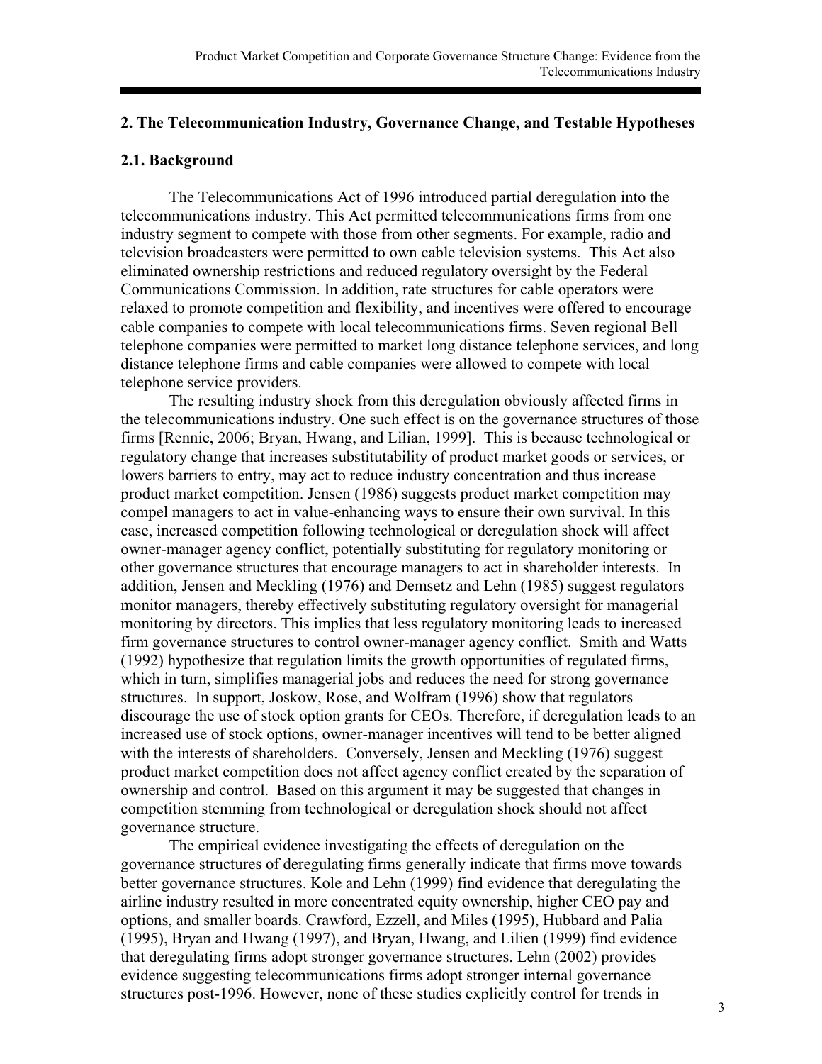## 2. The Telecommunication Industry, Governance Change, and Testable Hypotheses

### 2.1. Background

The Telecommunications Act of 1996 introduced partial deregulation into the telecommunications industry. This Act permitted telecommunications firms from one industry segment to compete with those from other segments. For example, radio and television broadcasters were permitted to own cable television systems. This Act also eliminated ownership restrictions and reduced regulatory oversight by the Federal Communications Commission. In addition, rate structures for cable operators were relaxed to promote competition and flexibility, and incentives were offered to encourage cable companies to compete with local telecommunications firms. Seven regional Bell telephone companies were permitted to market long distance telephone services, and long distance telephone firms and cable companies were allowed to compete with local telephone service providers.

The resulting industry shock from this deregulation obviously affected firms in the telecommunications industry. One such effect is on the governance structures of those firms [Rennie, 2006; Bryan, Hwang, and Lilian, 1999]. This is because technological or regulatory change that increases substitutability of product market goods or services, or lowers barriers to entry, may act to reduce industry concentration and thus increase product market competition. Jensen (1986) suggests product market competition may compel managers to act in value-enhancing ways to ensure their own survival. In this case, increased competition following technological or deregulation shock will affect owner-manager agency conflict, potentially substituting for regulatory monitoring or other governance structures that encourage managers to act in shareholder interests. In addition, Jensen and Meckling (1976) and Demsetz and Lehn (1985) suggest regulators monitor managers, thereby effectively substituting regulatory oversight for managerial monitoring by directors. This implies that less regulatory monitoring leads to increased firm governance structures to control owner-manager agency conflict. Smith and Watts (1992) hypothesize that regulation limits the growth opportunities of regulated firms, which in turn, simplifies managerial jobs and reduces the need for strong governance structures. In support, Joskow, Rose, and Wolfram (1996) show that regulators discourage the use of stock option grants for CEOs. Therefore, if deregulation leads to an increased use of stock options, owner-manager incentives will tend to be better aligned with the interests of shareholders. Conversely, Jensen and Meckling (1976) suggest product market competition does not affect agency conflict created by the separation of ownership and control. Based on this argument it may be suggested that changes in competition stemming from technological or deregulation shock should not affect governance structure.

The empirical evidence investigating the effects of deregulation on the governance structures of deregulating firms generally indicate that firms move towards better governance structures. Kole and Lehn (1999) find evidence that deregulating the airline industry resulted in more concentrated equity ownership, higher CEO pay and options, and smaller boards. Crawford, Ezzell, and Miles (1995), Hubbard and Palia (1995), Bryan and Hwang (1997), and Bryan, Hwang, and Lilien (1999) find evidence that deregulating firms adopt stronger governance structures. Lehn (2002) provides evidence suggesting telecommunications firms adopt stronger internal governance structures post-1996. However, none of these studies explicitly control for trends in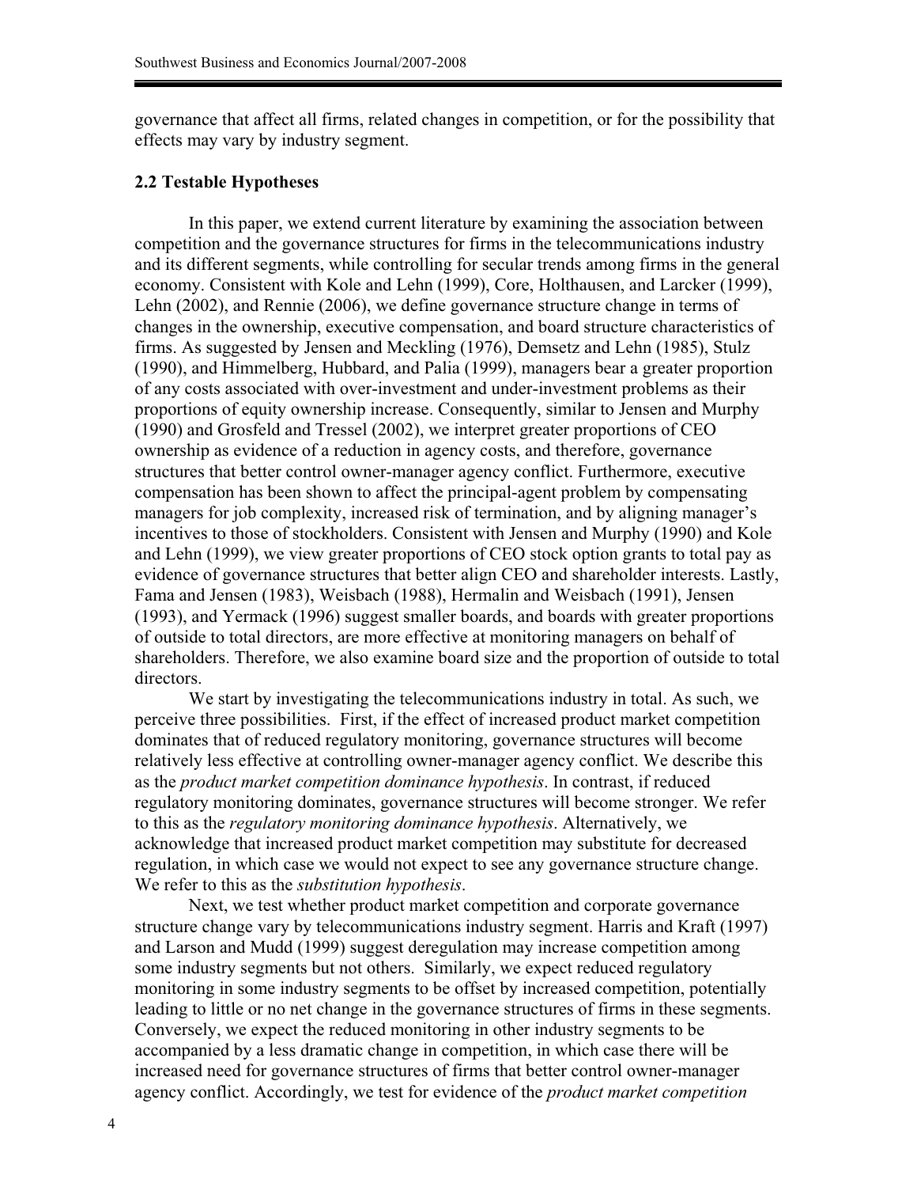governance that affect all firms, related changes in competition, or for the possibility that effects may vary by industry segment.

### 2.2 Testable Hypotheses

In this paper, we extend current literature by examining the association between competition and the governance structures for firms in the telecommunications industry and its different segments, while controlling for secular trends among firms in the general economy. Consistent with Kole and Lehn (1999), Core, Holthausen, and Larcker (1999), Lehn (2002), and Rennie (2006), we define governance structure change in terms of changes in the ownership, executive compensation, and board structure characteristics of firms. As suggested by Jensen and Meckling (1976), Demsetz and Lehn (1985), Stulz (1990), and Himmelberg, Hubbard, and Palia (1999), managers bear a greater proportion of any costs associated with over-investment and under-investment problems as their proportions of equity ownership increase. Consequently, similar to Jensen and Murphy (1990) and Grosfeld and Tressel (2002), we interpret greater proportions of CEO ownership as evidence of a reduction in agency costs, and therefore, governance structures that better control owner-manager agency conflict. Furthermore, executive compensation has been shown to affect the principal-agent problem by compensating managers for job complexity, increased risk of termination, and by aligning manager's incentives to those of stockholders. Consistent with Jensen and Murphy (1990) and Kole and Lehn (1999), we view greater proportions of CEO stock option grants to total pay as evidence of governance structures that better align CEO and shareholder interests. Lastly, Fama and Jensen (1983), Weisbach (1988), Hermalin and Weisbach (1991), Jensen (1993), and Yermack (1996) suggest smaller boards, and boards with greater proportions of outside to total directors, are more effective at monitoring managers on behalf of shareholders. Therefore, we also examine board size and the proportion of outside to total directors.

We start by investigating the telecommunications industry in total. As such, we perceive three possibilities. First, if the effect of increased product market competition dominates that of reduced regulatory monitoring, governance structures will become relatively less effective at controlling owner-manager agency conflict. We describe this as the *product market competition dominance hypothesis*. In contrast, if reduced regulatory monitoring dominates, governance structures will become stronger. We refer to this as the *regulatory monitoring dominance hypothesis*. Alternatively, we acknowledge that increased product market competition may substitute for decreased regulation, in which case we would not expect to see any governance structure change. We refer to this as the *substitution hypothesis*.

Next, we test whether product market competition and corporate governance structure change vary by telecommunications industry segment. Harris and Kraft (1997) and Larson and Mudd (1999) suggest deregulation may increase competition among some industry segments but not others. Similarly, we expect reduced regulatory monitoring in some industry segments to be offset by increased competition, potentially leading to little or no net change in the governance structures of firms in these segments. Conversely, we expect the reduced monitoring in other industry segments to be accompanied by a less dramatic change in competition, in which case there will be increased need for governance structures of firms that better control owner-manager agency conflict. Accordingly, we test for evidence of the *product market competition*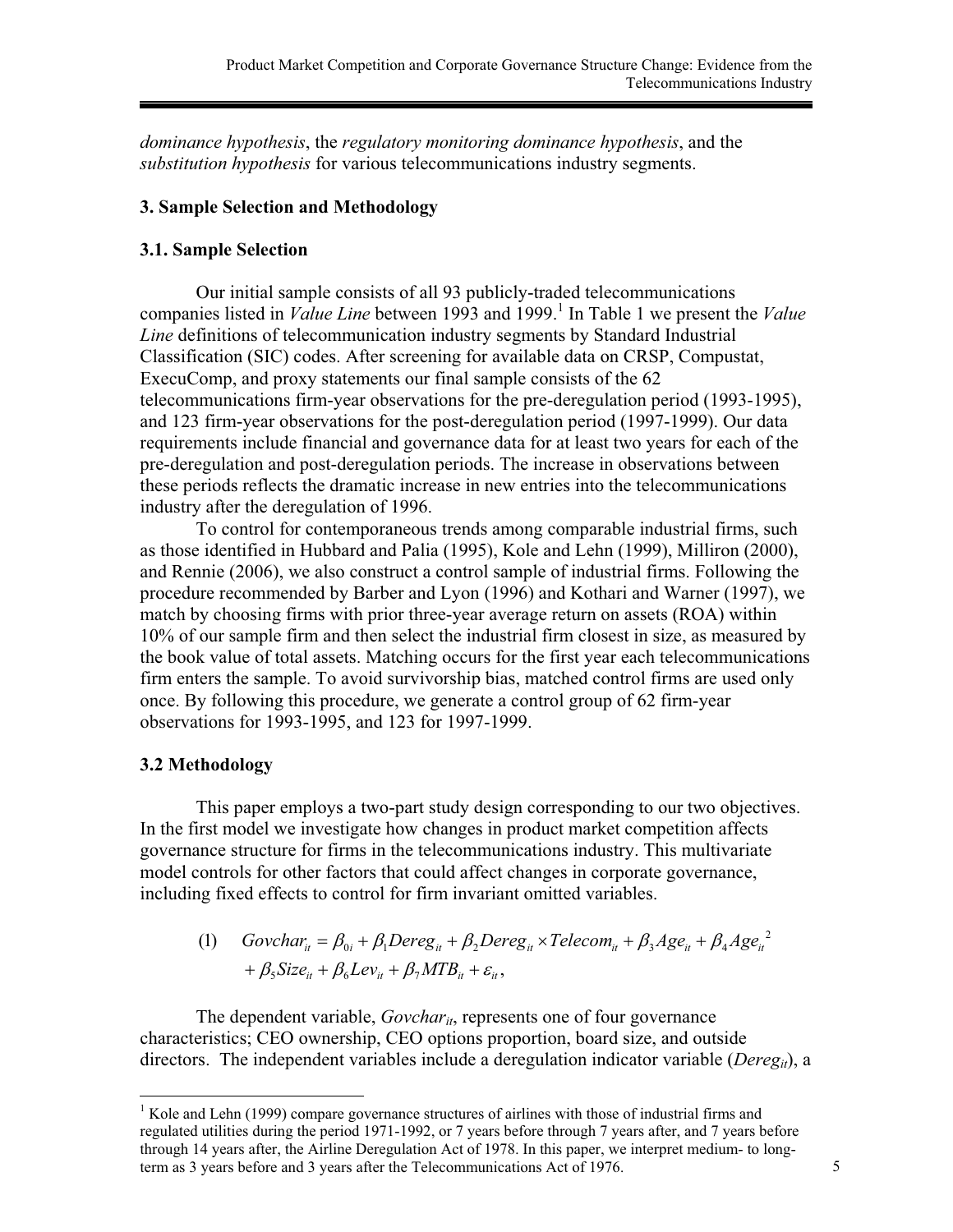*dominance hypothesis*, the *regulatory monitoring dominance hypothesis*, and the *substitution hypothesis* for various telecommunications industry segments.

## 3. Sample Selection and Methodology

### 3.1. Sample Selection

Our initial sample consists of all 93 publicly-traded telecommunications companies listed in *Value Line* between 1993 and 1999.[1] In Table 1 we present the *Value Line* definitions of telecommunication industry segments by Standard Industrial Classification (SIC) codes. After screening for available data on CRSP, Compustat, ExecuComp, and proxy statements our final sample consists of the 62 telecommunications firm-year observations for the pre-deregulation period (1993-1995), and 123 firm-year observations for the post-deregulation period (1997-1999). Our data requirements include financial and governance data for at least two years for each of the pre-deregulation and post-deregulation periods. The increase in observations between these periods reflects the dramatic increase in new entries into the telecommunications industry after the deregulation of 1996.

To control for contemporaneous trends among comparable industrial firms, such as those identified in Hubbard and Palia (1995), Kole and Lehn (1999), Milliron (2000), and Rennie (2006), we also construct a control sample of industrial firms. Following the procedure recommended by Barber and Lyon (1996) and Kothari and Warner (1997), we match by choosing firms with prior three-year average return on assets (ROA) within 10% of our sample firm and then select the industrial firm closest in size, as measured by the book value of total assets. Matching occurs for the first year each telecommunications firm enters the sample. To avoid survivorship bias, matched control firms are used only once. By following this procedure, we generate a control group of 62 firm-year observations for 1993-1995, and 123 for 1997-1999.

### 3.2 Methodology

This paper employs a two-part study design corresponding to our two objectives. In the first model we investigate how changes in product market competition affects governance structure for firms in the telecommunications industry. This multivariate model controls for other factors that could affect changes in corporate governance, including fixed effects to control for firm invariant omitted variables.

$$(1) \quad Govchar_{it} = \beta_{0i} + \beta_1 Dereg_{it} + \beta_2 Dereg_{it} \times Telecom_{it} + \beta_3 Age_{it} + \beta_4 Age_{it}^{\;2} + \beta_5 Size_{it} + \beta_6 Lev_{it} + \beta_7 MTB_{it} + \varepsilon_{it},$$

The dependent variable, $Govchar_{it}$, represents one of four governance characteristics; CEO ownership, CEO options proportion, board size, and outside directors. The independent variables include a deregulation indicator variable ($Dereg_{it}$), a

[1] Kole and Lehn (1999) compare governance structures of airlines with those of industrial firms and regulated utilities during the period 1971-1992, or 7 years before through 7 years after, and 7 years before through 14 years after, the Airline Deregulation Act of 1978. In this paper, we interpret medium- to long-term as 3 years before and 3 years after the Telecommunications Act of 1976.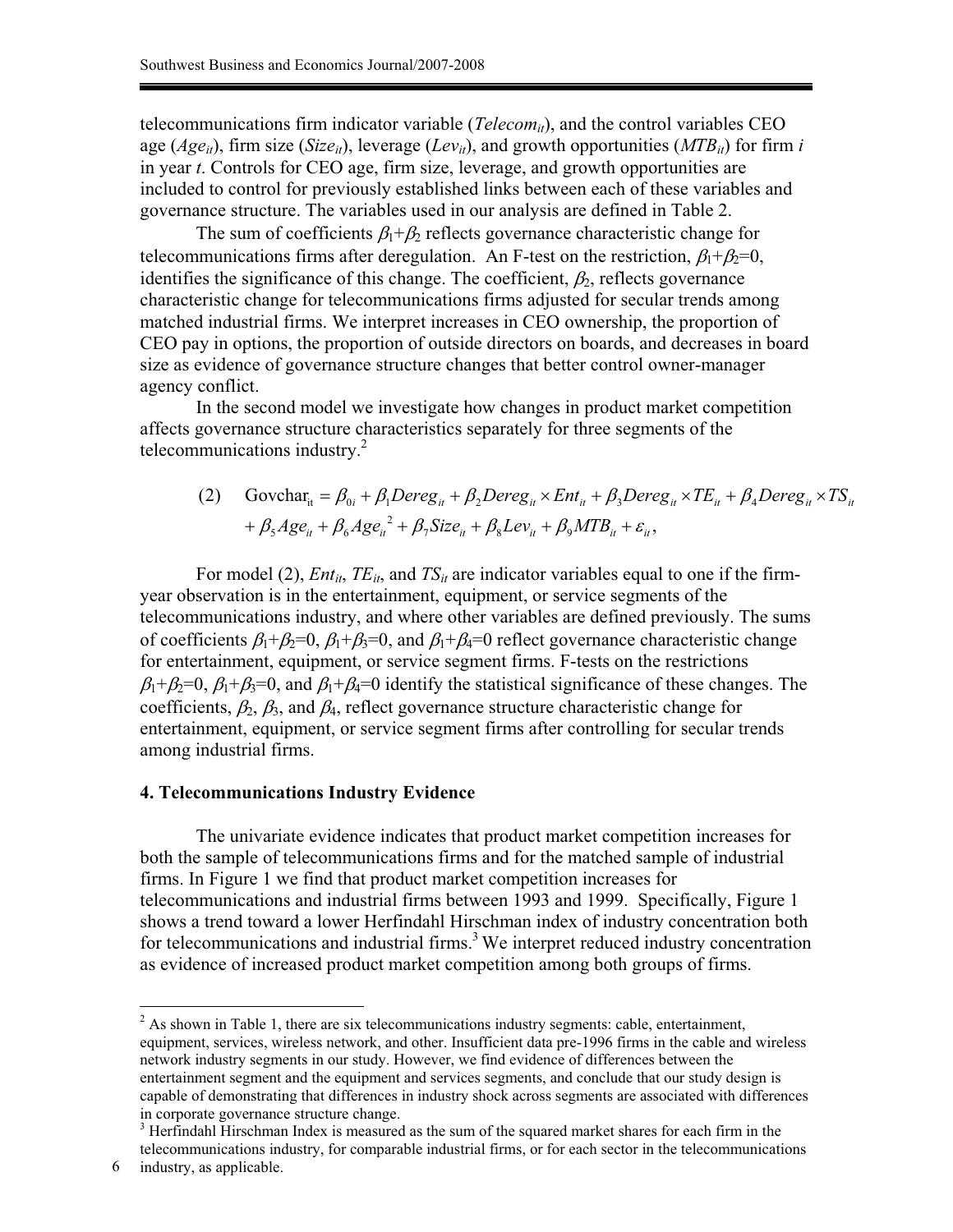telecommunications firm indicator variable ($Telecom_{it}$), and the control variables CEO age ($Age_{it}$), firm size ($Size_{it}$), leverage ($Lev_{it}$), and growth opportunities ($MTB_{it}$) for firm $i$ in year $t$. Controls for CEO age, firm size, leverage, and growth opportunities are included to control for previously established links between each of these variables and governance structure. The variables used in our analysis are defined in Table 2.

The sum of coefficients $\beta_1+\beta_2$ reflects governance characteristic change for telecommunications firms after deregulation. An F-test on the restriction, $\beta_1+\beta_2=0$, identifies the significance of this change. The coefficient, $\beta_2$, reflects governance characteristic change for telecommunications firms adjusted for secular trends among matched industrial firms. We interpret increases in CEO ownership, the proportion of CEO pay in options, the proportion of outside directors on boards, and decreases in board size as evidence of governance structure changes that better control owner-manager agency conflict.

In the second model we investigate how changes in product market competition affects governance structure characteristics separately for three segments of the telecommunications industry.[2]

$$
\begin{aligned}
(2)\quad \text{Govchar}_{it} = {} & \beta_{0i} + \beta_1 Dereg_{it} + \beta_2 Dereg_{it} \times Ent_{it} + \beta_3 Dereg_{it} \times TE_{it} + \beta_4 Dereg_{it} \times TS_{it} \\
& + \beta_5 Age_{it} + \beta_6 Age_{it}^{\,2} + \beta_7 Size_{it} + \beta_8 Lev_{it} + \beta_9 MTB_{it} + \varepsilon_{it},
\end{aligned}
$$

For model (2), $Ent_{it}$, $TE_{it}$, and $TS_{it}$ are indicator variables equal to one if the firm-year observation is in the entertainment, equipment, or service segments of the telecommunications industry, and where other variables are defined previously. The sums of coefficients $\beta_1+\beta_2=0$, $\beta_1+\beta_3=0$, and $\beta_1+\beta_4=0$ reflect governance characteristic change for entertainment, equipment, or service segment firms. F-tests on the restrictions $\beta_1+\beta_2=0$, $\beta_1+\beta_3=0$, and $\beta_1+\beta_4=0$ identify the statistical significance of these changes. The coefficients, $\beta_2$, $\beta_3$, and $\beta_4$, reflect governance structure characteristic change for entertainment, equipment, or service segment firms after controlling for secular trends among industrial firms.

### 4. Telecommunications Industry Evidence

The univariate evidence indicates that product market competition increases for both the sample of telecommunications firms and for the matched sample of industrial firms. In Figure 1 we find that product market competition increases for telecommunications and industrial firms between 1993 and 1999. Specifically, Figure 1 shows a trend toward a lower Herfindahl Hirschman index of industry concentration both for telecommunications and industrial firms.[3] We interpret reduced industry concentration as evidence of increased product market competition among both groups of firms.

---

[2] As shown in Table 1, there are six telecommunications industry segments: cable, entertainment, equipment, services, wireless network, and other. Insufficient data pre-1996 firms in the cable and wireless network industry segments in our study. However, we find evidence of differences between the entertainment segment and the equipment and services segments, and conclude that our study design is capable of demonstrating that differences in industry shock across segments are associated with differences in corporate governance structure change.

[3] Herfindahl Hirschman Index is measured as the sum of the squared market shares for each firm in the telecommunications industry, for comparable industrial firms, or for each sector in the telecommunications industry, as applicable.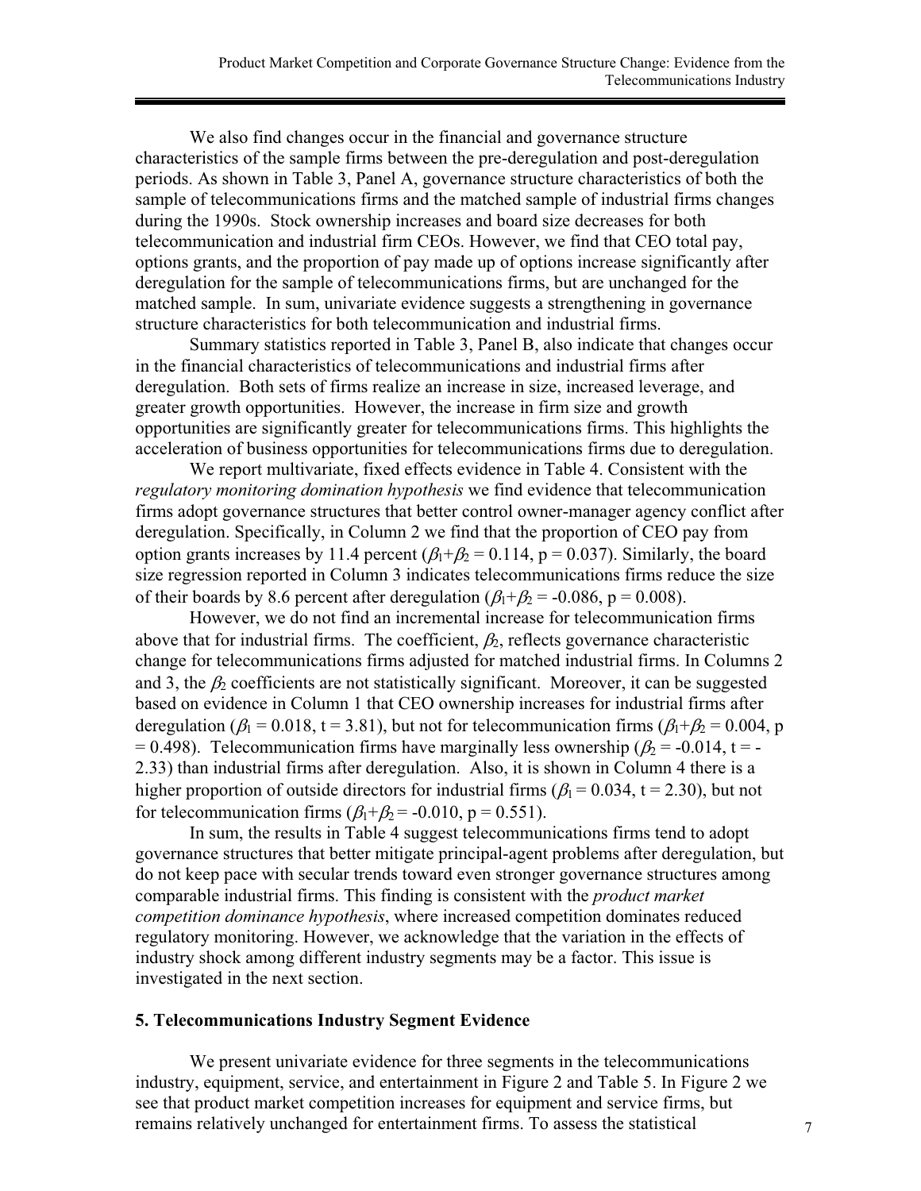We also find changes occur in the financial and governance structure characteristics of the sample firms between the pre-deregulation and post-deregulation periods. As shown in Table 3, Panel A, governance structure characteristics of both the sample of telecommunications firms and the matched sample of industrial firms changes during the 1990s. Stock ownership increases and board size decreases for both telecommunication and industrial firm CEOs. However, we find that CEO total pay, options grants, and the proportion of pay made up of options increase significantly after deregulation for the sample of telecommunications firms, but are unchanged for the matched sample. In sum, univariate evidence suggests a strengthening in governance structure characteristics for both telecommunication and industrial firms.

Summary statistics reported in Table 3, Panel B, also indicate that changes occur in the financial characteristics of telecommunications and industrial firms after deregulation. Both sets of firms realize an increase in size, increased leverage, and greater growth opportunities. However, the increase in firm size and growth opportunities are significantly greater for telecommunications firms. This highlights the acceleration of business opportunities for telecommunications firms due to deregulation.

We report multivariate, fixed effects evidence in Table 4. Consistent with the *regulatory monitoring domination hypothesis* we find evidence that telecommunication firms adopt governance structures that better control owner-manager agency conflict after deregulation. Specifically, in Column 2 we find that the proportion of CEO pay from option grants increases by 11.4 percent ($\beta_1+\beta_2 = 0.114$, $p = 0.037$). Similarly, the board size regression reported in Column 3 indicates telecommunications firms reduce the size of their boards by 8.6 percent after deregulation ($\beta_1+\beta_2 = -0.086$, $p = 0.008$).

However, we do not find an incremental increase for telecommunication firms above that for industrial firms. The coefficient, $\beta_2$, reflects governance characteristic change for telecommunications firms adjusted for matched industrial firms. In Columns 2 and 3, the $\beta_2$ coefficients are not statistically significant. Moreover, it can be suggested based on evidence in Column 1 that CEO ownership increases for industrial firms after deregulation ($\beta_1 = 0.018$, $t = 3.81$), but not for telecommunication firms ($\beta_1+\beta_2 = 0.004$, $p = 0.498$). Telecommunication firms have marginally less ownership ($\beta_2 = -0.014$, $t = -2.33$) than industrial firms after deregulation. Also, it is shown in Column 4 there is a higher proportion of outside directors for industrial firms ($\beta_1 = 0.034$, $t = 2.30$), but not for telecommunication firms ($\beta_1+\beta_2 = -0.010$, $p = 0.551$).

In sum, the results in Table 4 suggest telecommunications firms tend to adopt governance structures that better mitigate principal-agent problems after deregulation, but do not keep pace with secular trends toward even stronger governance structures among comparable industrial firms. This finding is consistent with the *product market competition dominance hypothesis*, where increased competition dominates reduced regulatory monitoring. However, we acknowledge that the variation in the effects of industry shock among different industry segments may be a factor. This issue is investigated in the next section.

## 5. Telecommunications Industry Segment Evidence

We present univariate evidence for three segments in the telecommunications industry, equipment, service, and entertainment in Figure 2 and Table 5. In Figure 2 we see that product market competition increases for equipment and service firms, but remains relatively unchanged for entertainment firms. To assess the statistical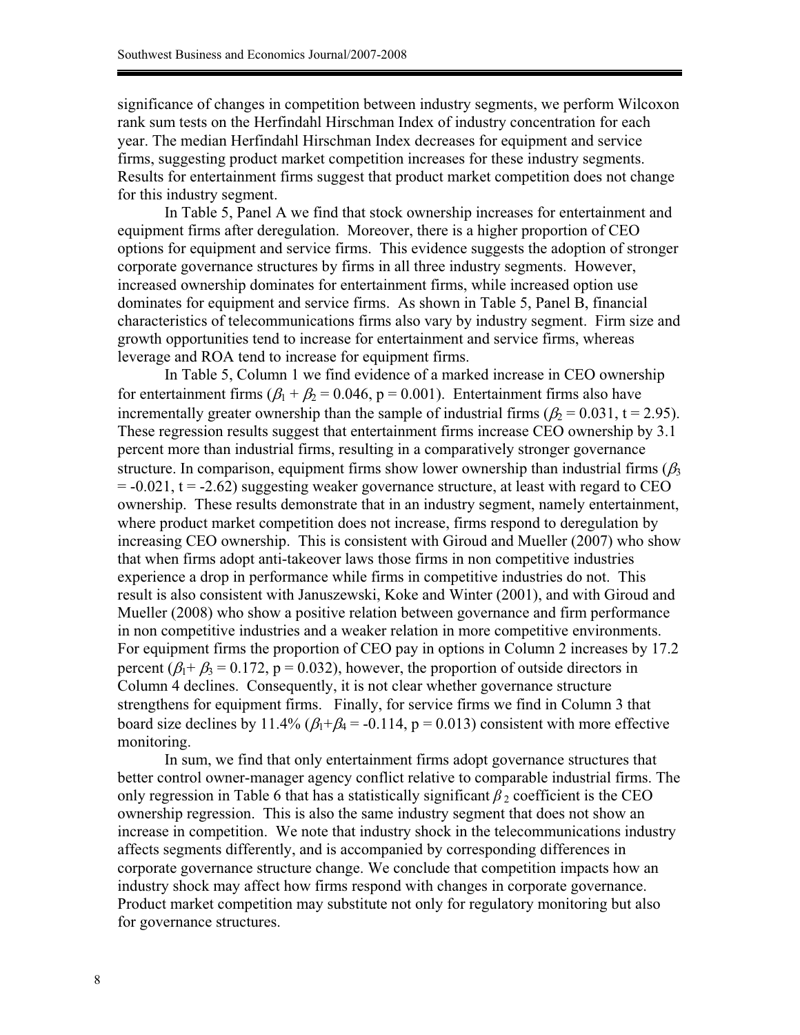significance of changes in competition between industry segments, we perform Wilcoxon rank sum tests on the Herfindahl Hirschman Index of industry concentration for each year. The median Herfindahl Hirschman Index decreases for equipment and service firms, suggesting product market competition increases for these industry segments. Results for entertainment firms suggest that product market competition does not change for this industry segment.

In Table 5, Panel A we find that stock ownership increases for entertainment and equipment firms after deregulation. Moreover, there is a higher proportion of CEO options for equipment and service firms. This evidence suggests the adoption of stronger corporate governance structures by firms in all three industry segments. However, increased ownership dominates for entertainment firms, while increased option use dominates for equipment and service firms. As shown in Table 5, Panel B, financial characteristics of telecommunications firms also vary by industry segment. Firm size and growth opportunities tend to increase for entertainment and service firms, whereas leverage and ROA tend to increase for equipment firms.

In Table 5, Column 1 we find evidence of a marked increase in CEO ownership for entertainment firms ($\beta_1 + \beta_2 = 0.046$, $p = 0.001$). Entertainment firms also have incrementally greater ownership than the sample of industrial firms ($\beta_2 = 0.031$, $t = 2.95$). These regression results suggest that entertainment firms increase CEO ownership by 3.1 percent more than industrial firms, resulting in a comparatively stronger governance structure. In comparison, equipment firms show lower ownership than industrial firms ($\beta_3 = -0.021$, $t = -2.62$) suggesting weaker governance structure, at least with regard to CEO ownership. These results demonstrate that in an industry segment, namely entertainment, where product market competition does not increase, firms respond to deregulation by increasing CEO ownership. This is consistent with Giroud and Mueller (2007) who show that when firms adopt anti-takeover laws those firms in non competitive industries experience a drop in performance while firms in competitive industries do not. This result is also consistent with Januszewski, Koke and Winter (2001), and with Giroud and Mueller (2008) who show a positive relation between governance and firm performance in non competitive industries and a weaker relation in more competitive environments. For equipment firms the proportion of CEO pay in options in Column 2 increases by 17.2 percent ($\beta_1 + \beta_3 = 0.172$, $p = 0.032$), however, the proportion of outside directors in Column 4 declines. Consequently, it is not clear whether governance structure strengthens for equipment firms. Finally, for service firms we find in Column 3 that board size declines by 11.4% ($\beta_1 + \beta_4 = -0.114$, $p = 0.013$) consistent with more effective monitoring.

In sum, we find that only entertainment firms adopt governance structures that better control owner-manager agency conflict relative to comparable industrial firms. The only regression in Table 6 that has a statistically significant $\beta_2$ coefficient is the CEO ownership regression. This is also the same industry segment that does not show an increase in competition. We note that industry shock in the telecommunications industry affects segments differently, and is accompanied by corresponding differences in corporate governance structure change. We conclude that competition impacts how an industry shock may affect how firms respond with changes in corporate governance. Product market competition may substitute not only for regulatory monitoring but also for governance structures.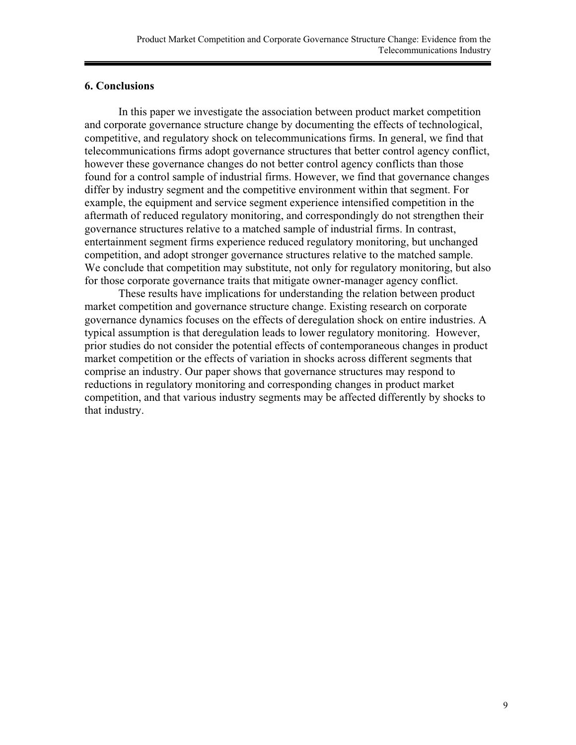## 6. Conclusions

In this paper we investigate the association between product market competition and corporate governance structure change by documenting the effects of technological, competitive, and regulatory shock on telecommunications firms. In general, we find that telecommunications firms adopt governance structures that better control agency conflict, however these governance changes do not better control agency conflicts than those found for a control sample of industrial firms. However, we find that governance changes differ by industry segment and the competitive environment within that segment. For example, the equipment and service segment experience intensified competition in the aftermath of reduced regulatory monitoring, and correspondingly do not strengthen their governance structures relative to a matched sample of industrial firms. In contrast, entertainment segment firms experience reduced regulatory monitoring, but unchanged competition, and adopt stronger governance structures relative to the matched sample. We conclude that competition may substitute, not only for regulatory monitoring, but also for those corporate governance traits that mitigate owner-manager agency conflict.

These results have implications for understanding the relation between product market competition and governance structure change. Existing research on corporate governance dynamics focuses on the effects of deregulation shock on entire industries. A typical assumption is that deregulation leads to lower regulatory monitoring. However, prior studies do not consider the potential effects of contemporaneous changes in product market competition or the effects of variation in shocks across different segments that comprise an industry. Our paper shows that governance structures may respond to reductions in regulatory monitoring and corresponding changes in product market competition, and that various industry segments may be affected differently by shocks to that industry.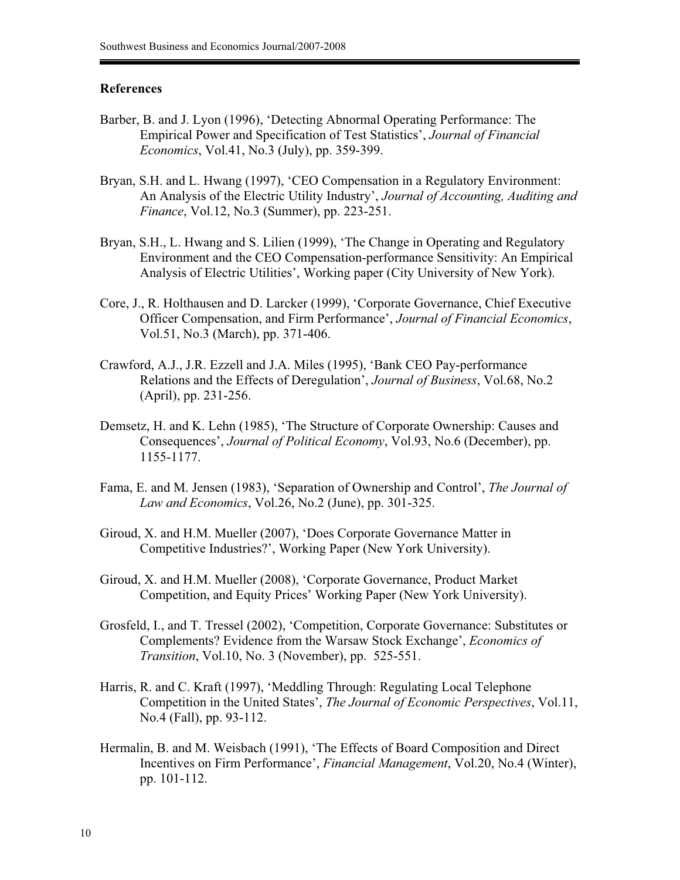## References

Barber, B. and J. Lyon (1996), 'Detecting Abnormal Operating Performance: The Empirical Power and Specification of Test Statistics', *Journal of Financial Economics*, Vol.41, No.3 (July), pp. 359-399.

Bryan, S.H. and L. Hwang (1997), 'CEO Compensation in a Regulatory Environment: An Analysis of the Electric Utility Industry', *Journal of Accounting, Auditing and Finance*, Vol.12, No.3 (Summer), pp. 223-251.

Bryan, S.H., L. Hwang and S. Lilien (1999), 'The Change in Operating and Regulatory Environment and the CEO Compensation-performance Sensitivity: An Empirical Analysis of Electric Utilities', Working paper (City University of New York).

Core, J., R. Holthausen and D. Larcker (1999), 'Corporate Governance, Chief Executive Officer Compensation, and Firm Performance', *Journal of Financial Economics*, Vol.51, No.3 (March), pp. 371-406.

Crawford, A.J., J.R. Ezzell and J.A. Miles (1995), 'Bank CEO Pay-performance Relations and the Effects of Deregulation', *Journal of Business*, Vol.68, No.2 (April), pp. 231-256.

Demsetz, H. and K. Lehn (1985), 'The Structure of Corporate Ownership: Causes and Consequences', *Journal of Political Economy*, Vol.93, No.6 (December), pp. 1155-1177.

Fama, E. and M. Jensen (1983), 'Separation of Ownership and Control', *The Journal of Law and Economics*, Vol.26, No.2 (June), pp. 301-325.

Giroud, X. and H.M. Mueller (2007), 'Does Corporate Governance Matter in Competitive Industries?', Working Paper (New York University).

Giroud, X. and H.M. Mueller (2008), 'Corporate Governance, Product Market Competition, and Equity Prices' Working Paper (New York University).

Grosfeld, I., and T. Tressel (2002), 'Competition, Corporate Governance: Substitutes or Complements? Evidence from the Warsaw Stock Exchange', *Economics of Transition*, Vol.10, No. 3 (November), pp. 525-551.

Harris, R. and C. Kraft (1997), 'Meddling Through: Regulating Local Telephone Competition in the United States', *The Journal of Economic Perspectives*, Vol.11, No.4 (Fall), pp. 93-112.

Hermalin, B. and M. Weisbach (1991), 'The Effects of Board Composition and Direct Incentives on Firm Performance', *Financial Management*, Vol.20, No.4 (Winter), pp. 101-112.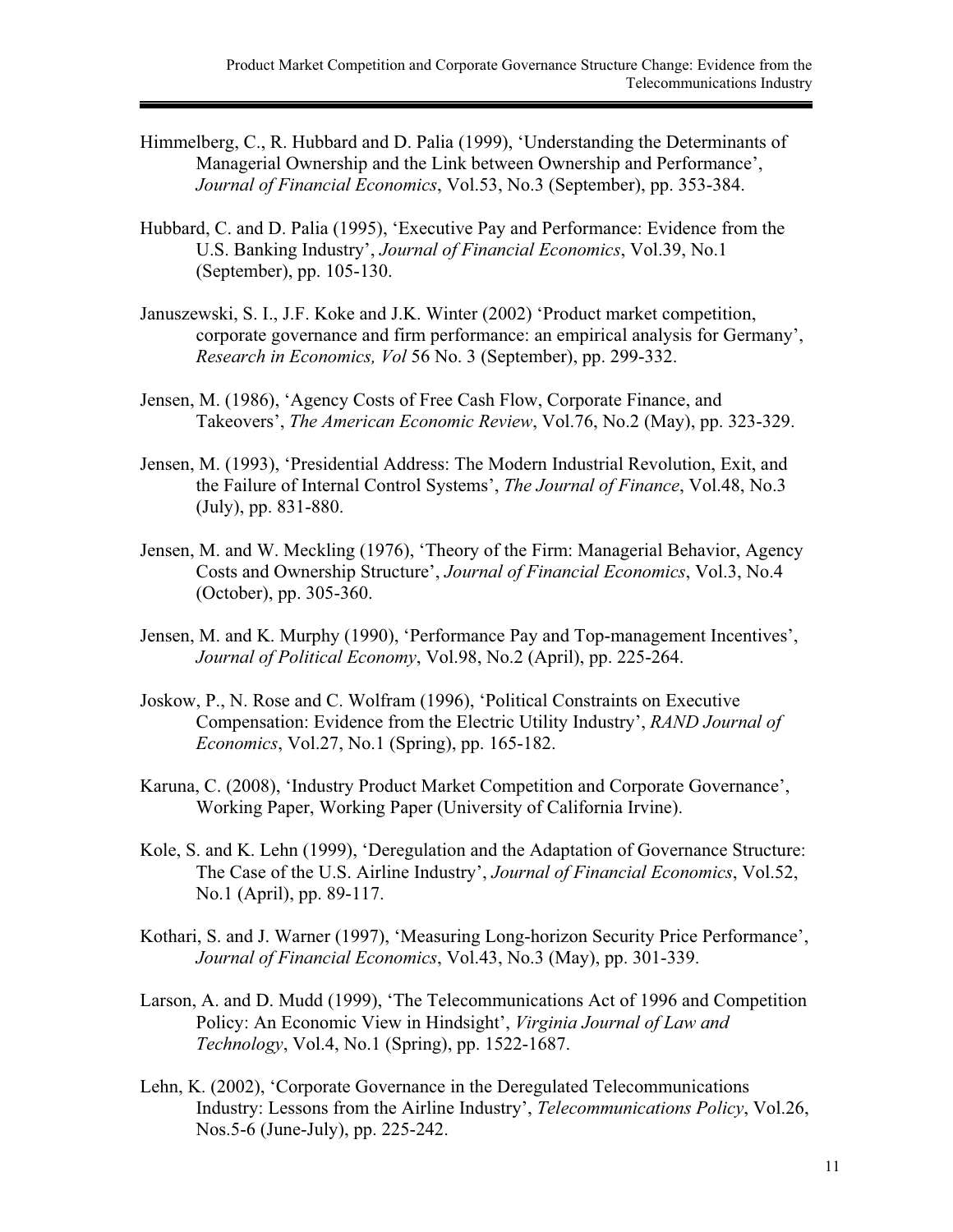Himmelberg, C., R. Hubbard and D. Palia (1999), 'Understanding the Determinants of Managerial Ownership and the Link between Ownership and Performance', *Journal of Financial Economics*, Vol.53, No.3 (September), pp. 353-384.

Hubbard, C. and D. Palia (1995), 'Executive Pay and Performance: Evidence from the U.S. Banking Industry', *Journal of Financial Economics*, Vol.39, No.1 (September), pp. 105-130.

Januszewski, S. I., J.F. Koke and J.K. Winter (2002) 'Product market competition, corporate governance and firm performance: an empirical analysis for Germany', *Research in Economics, Vol* 56 No. 3 (September), pp. 299-332.

Jensen, M. (1986), 'Agency Costs of Free Cash Flow, Corporate Finance, and Takeovers', *The American Economic Review*, Vol.76, No.2 (May), pp. 323-329.

Jensen, M. (1993), 'Presidential Address: The Modern Industrial Revolution, Exit, and the Failure of Internal Control Systems', *The Journal of Finance*, Vol.48, No.3 (July), pp. 831-880.

Jensen, M. and W. Meckling (1976), 'Theory of the Firm: Managerial Behavior, Agency Costs and Ownership Structure', *Journal of Financial Economics*, Vol.3, No.4 (October), pp. 305-360.

Jensen, M. and K. Murphy (1990), 'Performance Pay and Top-management Incentives', *Journal of Political Economy*, Vol.98, No.2 (April), pp. 225-264.

Joskow, P., N. Rose and C. Wolfram (1996), 'Political Constraints on Executive Compensation: Evidence from the Electric Utility Industry', *RAND Journal of Economics*, Vol.27, No.1 (Spring), pp. 165-182.

Karuna, C. (2008), 'Industry Product Market Competition and Corporate Governance', Working Paper, Working Paper (University of California Irvine).

Kole, S. and K. Lehn (1999), 'Deregulation and the Adaptation of Governance Structure: The Case of the U.S. Airline Industry', *Journal of Financial Economics*, Vol.52, No.1 (April), pp. 89-117.

Kothari, S. and J. Warner (1997), 'Measuring Long-horizon Security Price Performance', *Journal of Financial Economics*, Vol.43, No.3 (May), pp. 301-339.

Larson, A. and D. Mudd (1999), 'The Telecommunications Act of 1996 and Competition Policy: An Economic View in Hindsight', *Virginia Journal of Law and Technology*, Vol.4, No.1 (Spring), pp. 1522-1687.

Lehn, K. (2002), 'Corporate Governance in the Deregulated Telecommunications Industry: Lessons from the Airline Industry', *Telecommunications Policy*, Vol.26, Nos.5-6 (June-July), pp. 225-242.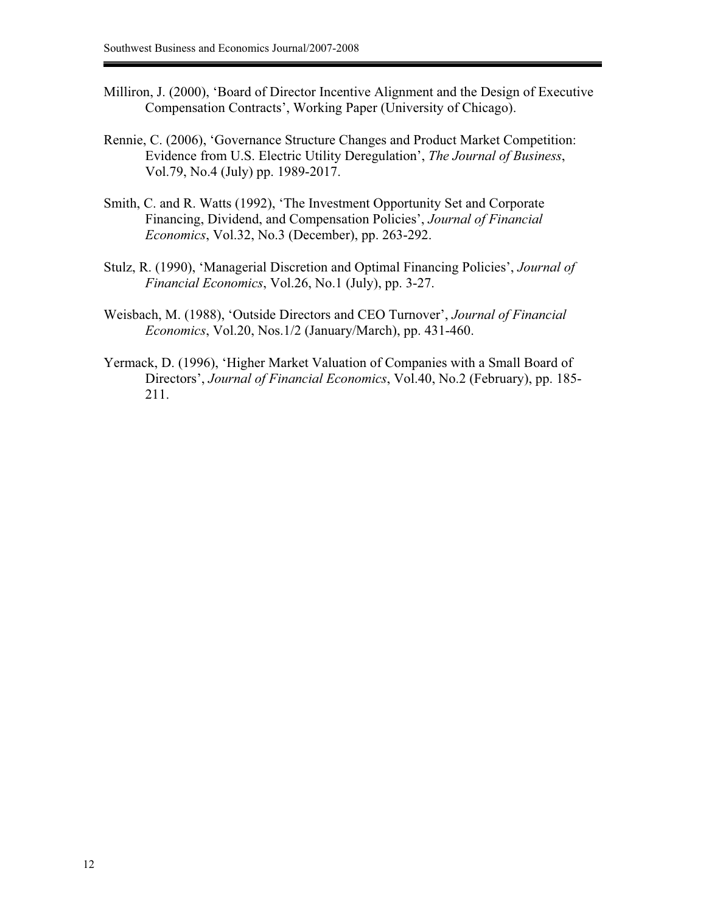Milliron, J. (2000), 'Board of Director Incentive Alignment and the Design of Executive Compensation Contracts', Working Paper (University of Chicago).

Rennie, C. (2006), 'Governance Structure Changes and Product Market Competition: Evidence from U.S. Electric Utility Deregulation', *The Journal of Business*, Vol.79, No.4 (July) pp. 1989-2017.

Smith, C. and R. Watts (1992), 'The Investment Opportunity Set and Corporate Financing, Dividend, and Compensation Policies', *Journal of Financial Economics*, Vol.32, No.3 (December), pp. 263-292.

Stulz, R. (1990), 'Managerial Discretion and Optimal Financing Policies', *Journal of Financial Economics*, Vol.26, No.1 (July), pp. 3-27.

Weisbach, M. (1988), 'Outside Directors and CEO Turnover', *Journal of Financial Economics*, Vol.20, Nos.1/2 (January/March), pp. 431-460.

Yermack, D. (1996), 'Higher Market Valuation of Companies with a Small Board of Directors', *Journal of Financial Economics*, Vol.40, No.2 (February), pp. 185-211.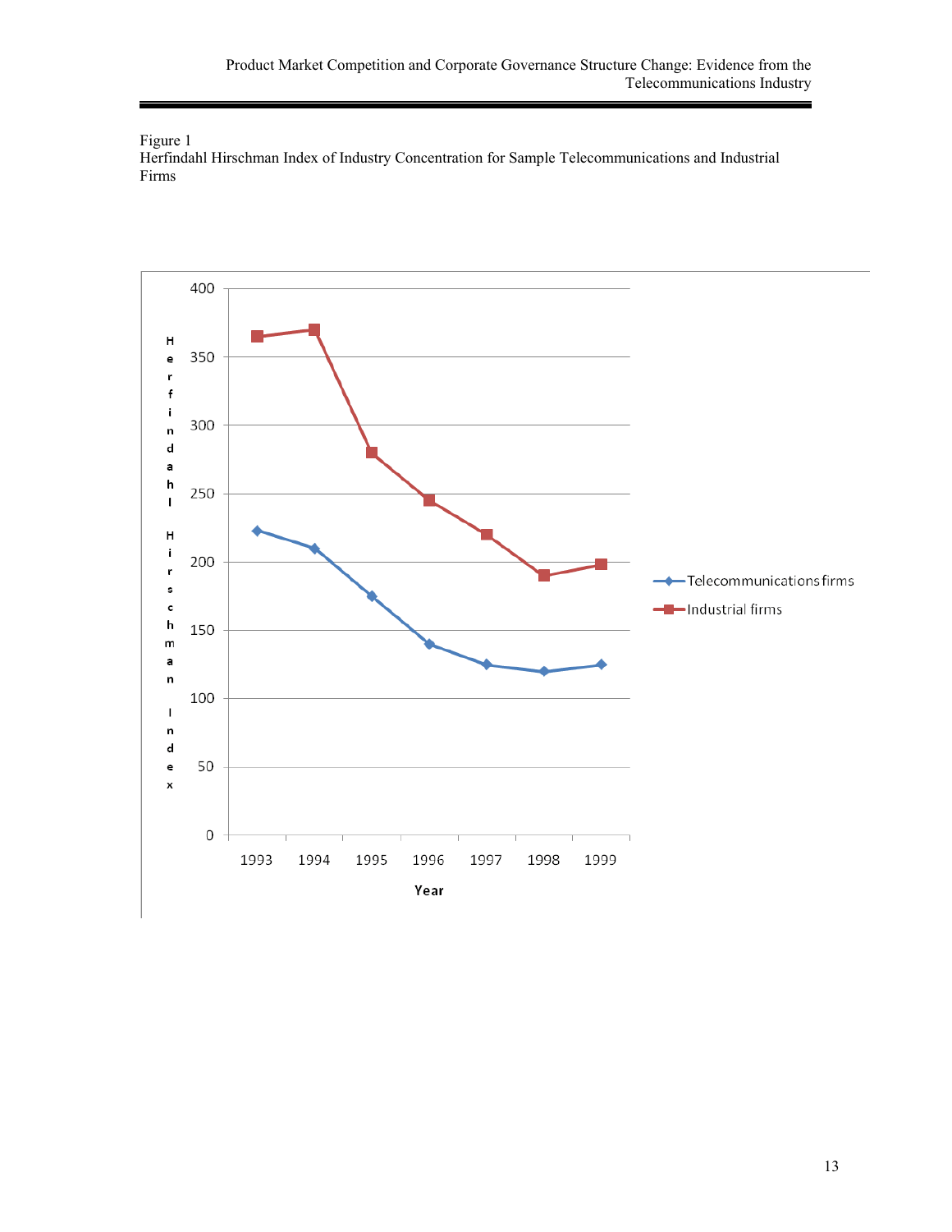Figure 1
Herfindahl Hirschman Index of Industry Concentration for Sample Telecommunications and Industrial Firms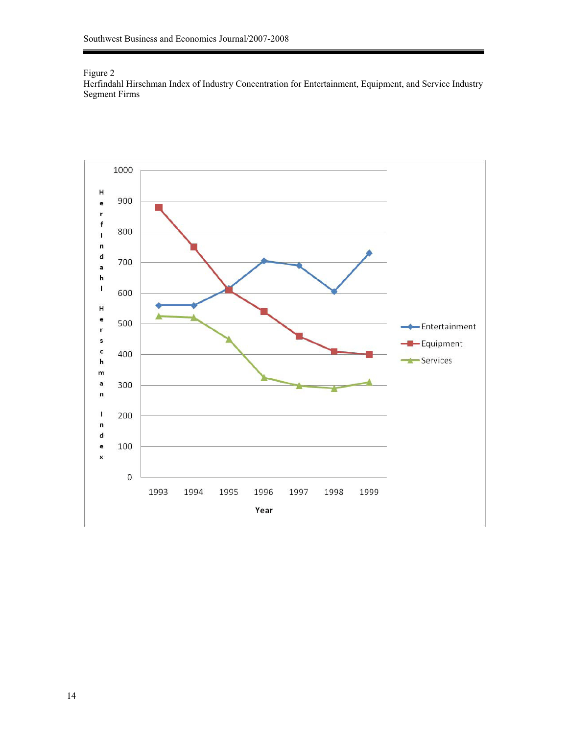Figure 2
Herfindahl Hirschman Index of Industry Concentration for Entertainment, Equipment, and Service Industry Segment Firms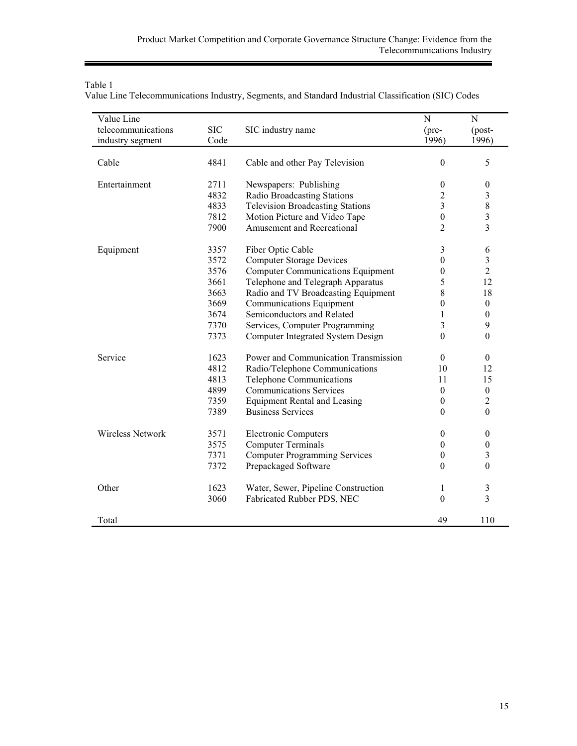Table 1
Value Line Telecommunications Industry, Segments, and Standard Industrial Classification (SIC) Codes

| Value Line telecommunications industry segment | SIC Code | SIC industry name | N (pre-1996) | N (post-1996) |
|---|---|---|---|---|
| Cable | 4841 | Cable and other Pay Television | 0 | 5 |
| Entertainment | 2711 | Newspapers: Publishing | 0 | 0 |
| | 4832 | Radio Broadcasting Stations | 2 | 3 |
| | 4833 | Television Broadcasting Stations | 3 | 8 |
| | 7812 | Motion Picture and Video Tape | 0 | 3 |
| | 7900 | Amusement and Recreational | 2 | 3 |
| Equipment | 3357 | Fiber Optic Cable | 3 | 6 |
| | 3572 | Computer Storage Devices | 0 | 3 |
| | 3576 | Computer Communications Equipment | 0 | 2 |
| | 3661 | Telephone and Telegraph Apparatus | 5 | 12 |
| | 3663 | Radio and TV Broadcasting Equipment | 8 | 18 |
| | 3669 | Communications Equipment | 0 | 0 |
| | 3674 | Semiconductors and Related | 1 | 0 |
| | 7370 | Services, Computer Programming | 3 | 9 |
| | 7373 | Computer Integrated System Design | 0 | 0 |
| Service | 1623 | Power and Communication Transmission | 0 | 0 |
| | 4812 | Radio/Telephone Communications | 10 | 12 |
| | 4813 | Telephone Communications | 11 | 15 |
| | 4899 | Communications Services | 0 | 0 |
| | 7359 | Equipment Rental and Leasing | 0 | 2 |
| | 7389 | Business Services | 0 | 0 |
| Wireless Network | 3571 | Electronic Computers | 0 | 0 |
| | 3575 | Computer Terminals | 0 | 0 |
| | 7371 | Computer Programming Services | 0 | 3 |
| | 7372 | Prepackaged Software | 0 | 0 |
| Other | 1623 | Water, Sewer, Pipeline Construction | 1 | 3 |
| | 3060 | Fabricated Rubber PDS, NEC | 0 | 3 |
| Total | | | 49 | 110 |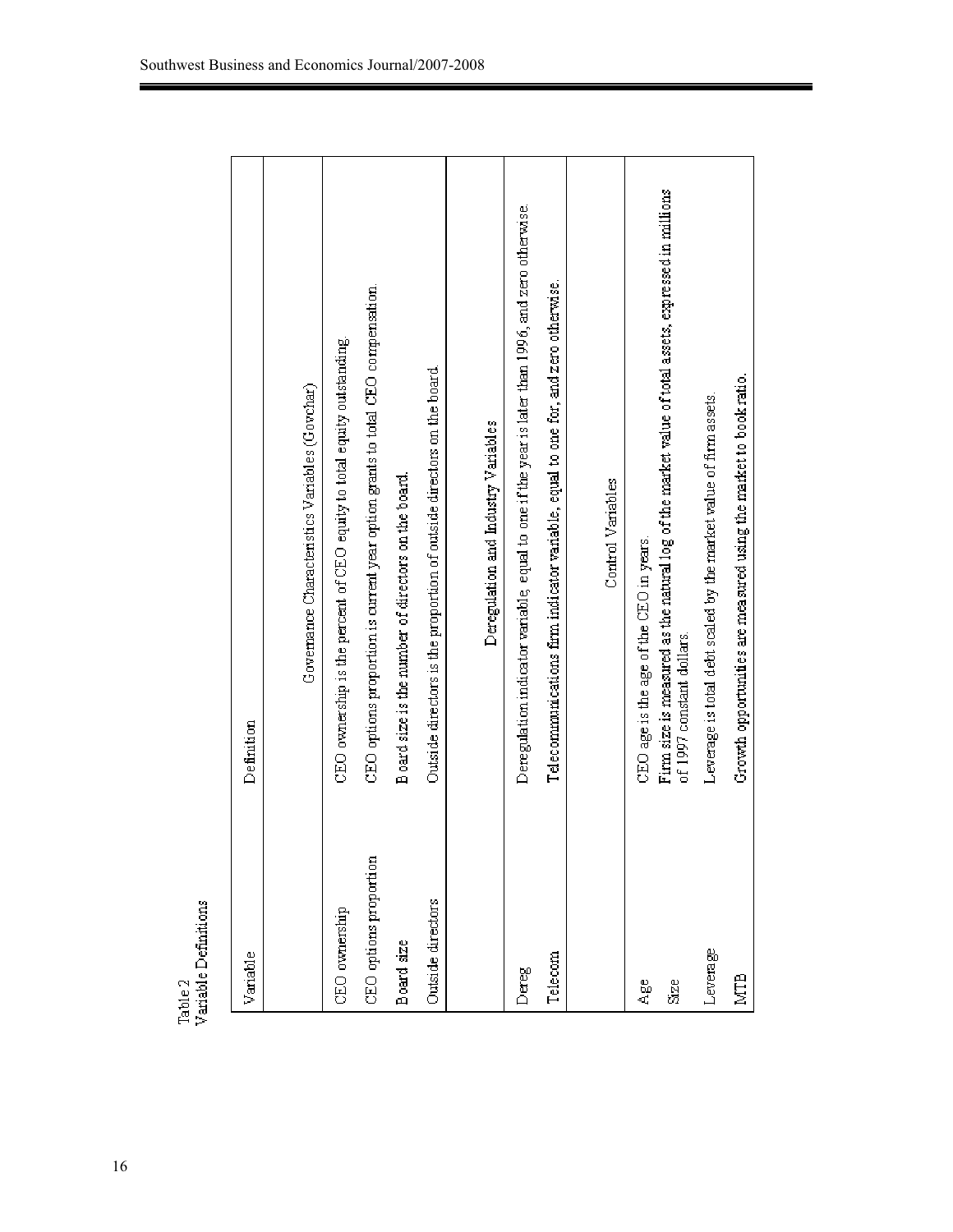Table 2
Variable Definitions

| Variable | Definition |
|---|---|
| | **Governance Characteristics Variables (Govchar)** |
| CEO ownership | CEO ownership is the percent of CEO equity to total equity outstanding |
| CEO options proportion | CEO options proportion is current year option grants to total CEO compensation. |
| Board size | Board size is the number of directors on the board. |
| Outside directors | Outside directors is the proportion of outside directors on the board. |
| | **Deregulation and Industry Variables** |
| Dereg | Deregulation indicator variable, equal to one if the year is later than 1996, and zero otherwise. |
| Telecom | Telecommunications firm indicator variable, equal to one for, and zero otherwise. |
| | **Control Variables** |
| Age | CEO age is the age of the CEO in years. |
| Size | Firm size is measured as the natural log of the market value of total assets, expressed in millions of 1997 constant dollars. |
| Leverage | Leverage is total debt scaled by the market value of firm assets. |
| MTB | Growth opportunities are measured using the market to book ratio. |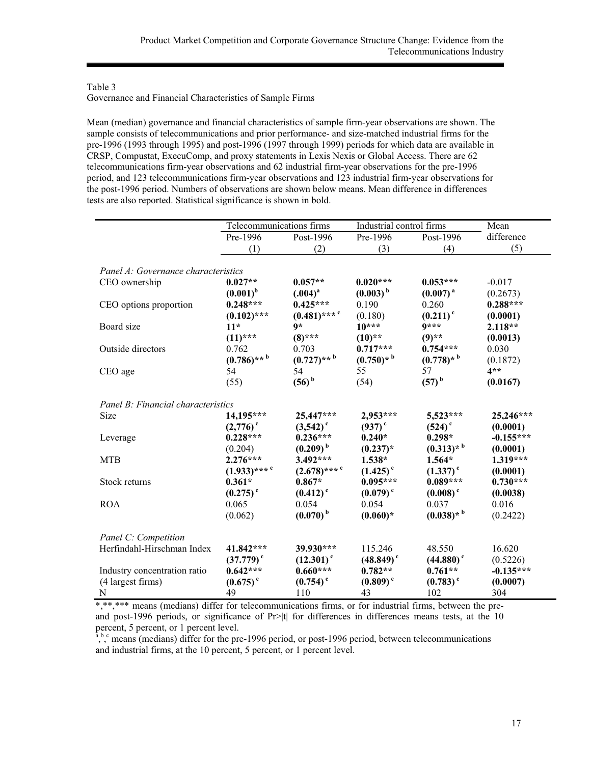Table 3

Governance and Financial Characteristics of Sample Firms

Mean (median) governance and financial characteristics of sample firm-year observations are shown. The sample consists of telecommunications and prior performance- and size-matched industrial firms for the pre-1996 (1993 through 1995) and post-1996 (1997 through 1999) periods for which data are available in CRSP, Compustat, ExecuComp, and proxy statements in Lexis Nexis or Global Access. There are 62 telecommunications firm-year observations and 62 industrial firm-year observations for the pre-1996 period, and 123 telecommunications firm-year observations and 123 industrial firm-year observations for the post-1996 period. Numbers of observations are shown below means. Mean difference in differences tests are also reported. Statistical significance is shown in bold.

| | Telecommunications firms | | Industrial control firms | | Mean |
|---|---|---|---|---|---|
| | Pre-1996 | Post-1996 | Pre-1996 | Post-1996 | difference |
| | (1) | (2) | (3) | (4) | (5) |
| *Panel A: Governance characteristics* | | | | | |
| CEO ownership | **0.027\*\*** | **0.057\*\*** | **0.020\*\*\*** | **0.053\*\*\*** | -0.017 |
| | **(0.001)[b]** | **(.004)[a]** | **(0.003)[b]** | **(0.007)[a]** | (0.2673) |
| CEO options proportion | **0.248\*\*\*** | **0.425\*\*\*** | 0.190 | 0.260 | **0.288\*\*\*** |
| | **(0.102)\*\*\*** | **(0.481)\*\*\*[c]** | (0.180) | **(0.211)[c]** | **(0.0001)** |
| Board size | **11\*** | **9\*** | **10\*\*\*** | **9\*\*\*** | **2.118\*\*** |
| | **(11)\*\*\*** | **(8)\*\*\*** | **(10)\*\*** | **(9)\*\*** | **(0.0013)** |
| Outside directors | 0.762 | 0.703 | **0.717\*\*\*** | **0.754\*\*\*** | 0.030 |
| | **(0.786)\*\*[b]** | **(0.727)\*\*[b]** | **(0.750)\*[b]** | **(0.778)\*[b]** | (0.1872) |
| CEO age | 54 | 54 | 55 | 57 | **4\*\*** |
| | (55) | **(56)[b]** | (54) | **(57)[b]** | **(0.0167)** |
| *Panel B: Financial characteristics* | | | | | |
| Size | **14,195\*\*\*** | **25,447\*\*\*** | **2,953\*\*\*** | **5,523\*\*\*** | **25,246\*\*\*** |
| | **(2,776)[c]** | **(3,542)[c]** | **(937)[c]** | **(524)[c]** | **(0.0001)** |
| Leverage | **0.228\*\*\*** | **0.236\*\*\*** | **0.240\*** | **0.298\*** | **-0.155\*\*\*** |
| | (0.204) | **(0.209)[b]** | **(0.237)\*** | **(0.313)\*[b]** | **(0.0001)** |
| MTB | **2.276\*\*\*** | **3.492\*\*\*** | **1.538\*** | **1.564\*** | **1.319\*\*\*** |
| | **(1.933)\*\*\*[c]** | **(2.678)\*\*\*[c]** | **(1.425)[c]** | **(1.337)[c]** | **(0.0001)** |
| Stock returns | **0.361\*** | **0.867\*** | **0.095\*\*\*** | **0.089\*\*\*** | **0.730\*\*\*** |
| | **(0.275)[c]** | **(0.412)[c]** | **(0.079)[c]** | **(0.008)[c]** | **(0.0038)** |
| ROA | 0.065 | 0.054 | 0.054 | 0.037 | 0.016 |
| | (0.062) | **(0.070)[b]** | **(0.060)\*** | **(0.038)\*[b]** | (0.2422) |
| *Panel C: Competition* | | | | | |
| Herfindahl-Hirschman Index | **41.842\*\*\*** | **39.930\*\*\*** | 115.246 | 48.550 | 16.620 |
| | **(37.779)[c]** | **(12.301)[c]** | **(48.849)[c]** | **(44.880)[c]** | (0.5226) |
| Industry concentration ratio | **0.642\*\*\*** | **0.660\*\*\*** | **0.782\*\*** | **0.761\*\*** | **-0.135\*\*\*** |
| (4 largest firms) | **(0.675)[c]** | **(0.754)[c]** | **(0.809)[c]** | **(0.783)[c]** | **(0.0007)** |
| N | 49 | 110 | 43 | 102 | 304 |

\*,\*\*,\*\*\* means (medians) differ for telecommunications firms, or for industrial firms, between the pre- and post-1996 periods, or significance of Pr>|t| for differences in differences means tests, at the 10 percent, 5 percent, or 1 percent level.

[a],[b],[c] means (medians) differ for the pre-1996 period, or post-1996 period, between telecommunications and industrial firms, at the 10 percent, 5 percent, or 1 percent level.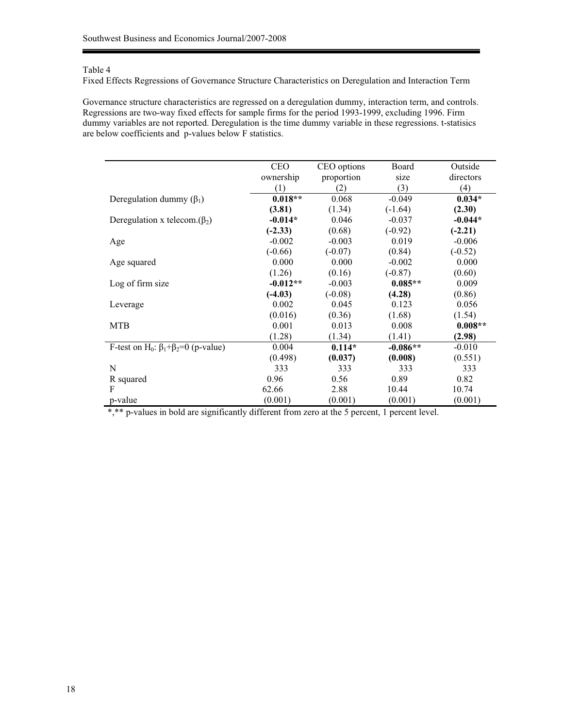Table 4

Fixed Effects Regressions of Governance Structure Characteristics on Deregulation and Interaction Term

Governance structure characteristics are regressed on a deregulation dummy, interaction term, and controls. Regressions are two-way fixed effects for sample firms for the period 1993-1999, excluding 1996. Firm dummy variables are not reported. Deregulation is the time dummy variable in these regressions. t-statisics are below coefficients and p-values below F statistics.

| | CEO ownership (1) | CEO options proportion (2) | Board size (3) | Outside directors (4) |
|---|---|---|---|---|
| Deregulation dummy ($\beta_1$) | **0.018**** | 0.068 | -0.049 | **0.034*** |
| | **(3.81)** | (1.34) | (-1.64) | **(2.30)** |
| Deregulation x telecom.($\beta_2$) | **-0.014*** | 0.046 | -0.037 | **-0.044*** |
| | **(-2.33)** | (0.68) | (-0.92) | **(-2.21)** |
| Age | -0.002 | -0.003 | 0.019 | -0.006 |
| | (-0.66) | (-0.07) | (0.84) | (-0.52) |
| Age squared | 0.000 | 0.000 | -0.002 | 0.000 |
| | (1.26) | (0.16) | (-0.87) | (0.60) |
| Log of firm size | **-0.012**** | -0.003 | **0.085**** | 0.009 |
| | **(-4.03)** | (-0.08) | **(4.28)** | (0.86) |
| Leverage | 0.002 | 0.045 | 0.123 | 0.056 |
| | (0.016) | (0.36) | (1.68) | (1.54) |
| MTB | 0.001 | 0.013 | 0.008 | **0.008**** |
| | (1.28) | (1.34) | (1.41) | **(2.98)** |
| F-test on $H_0$: $\beta_1+\beta_2=0$ (p-value) | 0.004 | **0.114*** | **-0.086**** | -0.010 |
| | (0.498) | **(0.037)** | **(0.008)** | (0.551) |
| N | 333 | 333 | 333 | 333 |
| R squared | 0.96 | 0.56 | 0.89 | 0.82 |
| F | 62.66 | 2.88 | 10.44 | 10.74 |
| p-value | (0.001) | (0.001) | (0.001) | (0.001) |

*,** p-values in bold are significantly different from zero at the 5 percent, 1 percent level.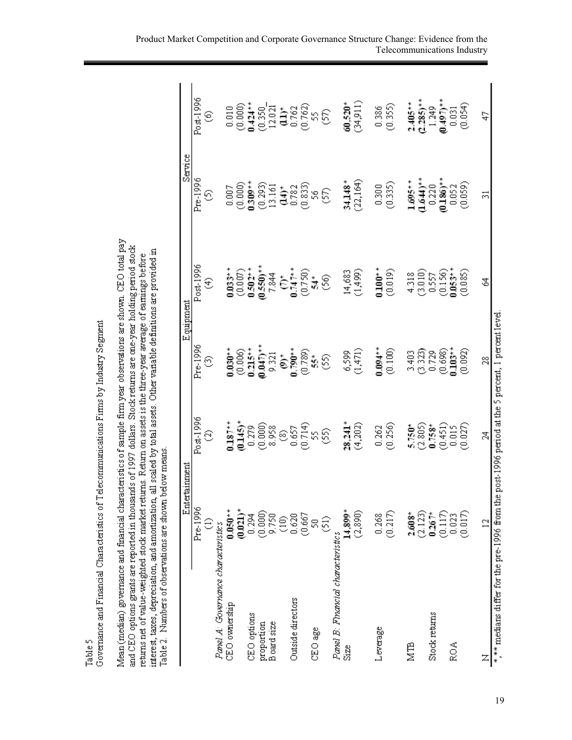Table 5

Governance and Financial Characteristics of Telecommunications Firms by Industry Segment

Mean (median) governance and financial characteristics of sample firm year observations are shown. CEO total pay and CEO options grants are reported in thousands of 1997 dollars. Stock returns are one-year holding period stock returns net of value-weighted stock market returns. Return on assets is the three-year average of earnings before interest, taxes, depreciation, and amortization, all scaled by total assets. Other variable definitions are provided in Table 2. Numbers of observations are shown below means.

| | Entertainment | | Equipment | | Service | |
|---|---|---|---|---|---|---|
| | Pre-1996 | Post-1996 | Pre-1996 | Post-1996 | Pre-1996 | Post-1996 |
| | (1) | (2) | (3) | (4) | (5) | (6) |
| *Panel A: Governance characteristics* | | | | | | |
| CEO ownership | **0.050**** | **0.187**** | **0.030**** | **0.033**** | 0.007 | 0.010 |
| | **(0.021)*** | **(0.145)*** | (0.006) | (0.007) | (0.000) | (0.000) |
| CEO options proportion | 0.294 | 0.279 | **0.215**** | **0.502**** | **0.309**** | **0.424**** |
| | (0.000) | (0.000) | **(0.047)**** | **(0.550)**** | (0.293) | (0.350) |
| Board size | 9.750 | 8.958 | 9.321 | 7.844 | 13.161 | 12.021 |
| | (10) | (8) | **(9)*** | **(7)*** | **(14)*** | **(11)*** |
| Outside directors | 0.620 | 0.657 | **0.790**** | **0.747**** | 0.782 | 0.762 |
| | (0.667 | (0.714) | (0.789) | (0.750) | (0.833) | (0.762) |
| CEO age | 50 | 55 | **55*** | **54*** | 56 | 55 |
| | (51) | (55) | (55) | (56) | (57) | (57) |
| *Panel B: Financial characteristics* | | | | | | |
| Size | **14,899*** | **28,241*** | 6,599 | 14,683 | **34,148*** | **60,520*** |
| | (2,890) | (4,202) | (1,471) | (1,499) | (22,164) | (34,911) |
| Leverage | 0.268 | 0.262 | **0.094**** | **0.100**** | 0.300 | 0.386 |
| | (0.217) | (0.256) | (0.100) | (0.019) | (0.335) | (0.355) |
| MTB | **2.608*** | **5.750*** | 3.403 | 4.318 | **1.695**** | **2.405**** |
| | (2.123) | (2.805) | (3.323) | (3.010) | **(1.644)**** | **(2.285)**** |
| Stock returns | **0.267*** | **0.758*** | 0.729 | 0.557 | 0.220 | 1.249 |
| | (0.117) | (0.451) | (0.698) | (0.156) | **(0.186)**** | **(0.497)**** |
| ROA | 0.023 | 0.015 | **0.103**** | **0.053**** | 0.052 | 0.031 |
| | (0.017) | (0.027) | (0.092) | (0.085) | (0.059) | (0.054) |
| N | 12 | 24 | 28 | 64 | 31 | 47 |

*, ** medians differ for the pre-1996 from the post-1996 period at the 5 percent, 1 percent level.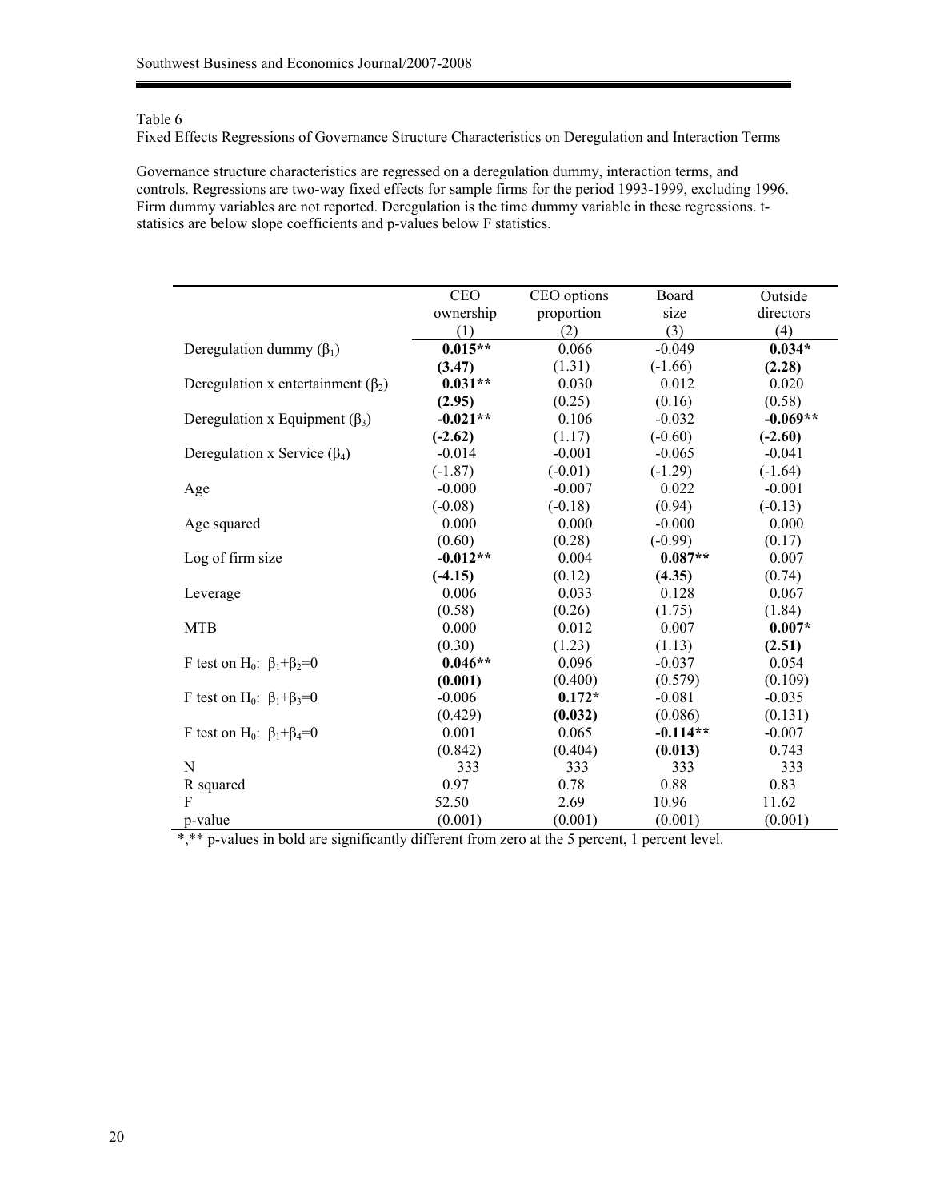Table 6

Fixed Effects Regressions of Governance Structure Characteristics on Deregulation and Interaction Terms

Governance structure characteristics are regressed on a deregulation dummy, interaction terms, and controls. Regressions are two-way fixed effects for sample firms for the period 1993-1999, excluding 1996. Firm dummy variables are not reported. Deregulation is the time dummy variable in these regressions. t-statisics are below slope coefficients and p-values below F statistics.

| | CEO ownership (1) | CEO options proportion (2) | Board size (3) | Outside directors (4) |
|---|---|---|---|---|
| Deregulation dummy ($\beta_1$) | **0.015\*\*** | 0.066 | -0.049 | **0.034\*** |
| | **(3.47)** | (1.31) | (-1.66) | **(2.28)** |
| Deregulation x entertainment ($\beta_2$) | **0.031\*\*** | 0.030 | 0.012 | 0.020 |
| | **(2.95)** | (0.25) | (0.16) | (0.58) |
| Deregulation x Equipment ($\beta_3$) | **-0.021\*\*** | 0.106 | -0.032 | **-0.069\*\*** |
| | **(-2.62)** | (1.17) | (-0.60) | **(-2.60)** |
| Deregulation x Service ($\beta_4$) | -0.014 | -0.001 | -0.065 | -0.041 |
| | (-1.87) | (-0.01) | (-1.29) | (-1.64) |
| Age | -0.000 | -0.007 | 0.022 | -0.001 |
| | (-0.08) | (-0.18) | (0.94) | (-0.13) |
| Age squared | 0.000 | 0.000 | -0.000 | 0.000 |
| | (0.60) | (0.28) | (-0.99) | (0.17) |
| Log of firm size | **-0.012\*\*** | 0.004 | **0.087\*\*** | 0.007 |
| | **(-4.15)** | (0.12) | **(4.35)** | (0.74) |
| Leverage | 0.006 | 0.033 | 0.128 | 0.067 |
| | (0.58) | (0.26) | (1.75) | (1.84) |
| MTB | 0.000 | 0.012 | 0.007 | **0.007\*** |
| | (0.30) | (1.23) | (1.13) | **(2.51)** |
| F test on $H_0$: $\beta_1+\beta_2=0$ | **0.046\*\*** | 0.096 | -0.037 | 0.054 |
| | **(0.001)** | (0.400) | (0.579) | (0.109) |
| F test on $H_0$: $\beta_1+\beta_3=0$ | -0.006 | **0.172\*** | -0.081 | -0.035 |
| | (0.429) | **(0.032)** | (0.086) | (0.131) |
| F test on $H_0$: $\beta_1+\beta_4=0$ | 0.001 | 0.065 | **-0.114\*\*** | -0.007 |
| | (0.842) | (0.404) | **(0.013)** | 0.743 |
| N | 333 | 333 | 333 | 333 |
| R squared | 0.97 | 0.78 | 0.88 | 0.83 |
| F | 52.50 | 2.69 | 10.96 | 11.62 |
| p-value | (0.001) | (0.001) | (0.001) | (0.001) |

*,** p-values in bold are significantly different from zero at the 5 percent, 1 percent level.